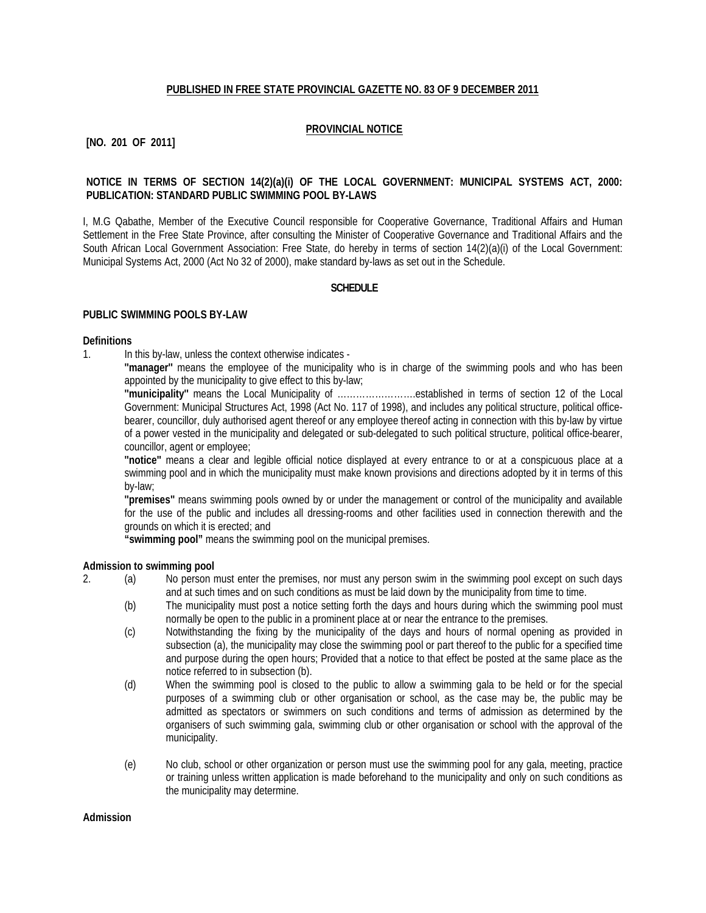**PUBLISHED IN FREE STATE PROVINCIAL GAZETTE NO. 83 OF 9 DECEMBER 2011**

**PROVINCIAL NOTICE**

**[NO. 201 OF 2011]**

**NOTICE IN TERMS OF SECTION 14(2)(a)(i) OF THE LOCAL GOVERNMENT: MUNICIPAL SYSTEMS ACT, 2000: PUBLICATION: STANDARD PUBLIC SWIMMING POOL BY-LAWS**

I, M.G Qabathe, Member of the Executive Council responsible for Cooperative Governance, Traditional Affairs and Human Settlement in the Free State Province, after consulting the Minister of Cooperative Governance and Traditional Affairs and the South African Local Government Association: Free State, do hereby in terms of section 14(2)(a)(i) of the Local Government: Municipal Systems Act, 2000 (Act No 32 of 2000), make standard by-laws as set out in the Schedule.

**SCHEDULE**

**PUBLIC SWIMMING POOLS BY-LAW**

**Definitions**

1. In this by-law, unless the context otherwise indicates -

   **"manager"** means the employee of the municipality who is in charge of the swimming pools and who has been appointed by the municipality to give effect to this by-law;

   **"municipality"** means the Local Municipality of …………………….established in terms of section 12 of the Local Government: Municipal Structures Act, 1998 (Act No. 117 of 1998), and includes any political structure, political office-bearer, councillor, duly authorised agent thereof or any employee thereof acting in connection with this by-law by virtue of a power vested in the municipality and delegated or sub-delegated to such political structure, political office-bearer, councillor, agent or employee;

   **"notice"** means a clear and legible official notice displayed at every entrance to or at a conspicuous place at a swimming pool and in which the municipality must make known provisions and directions adopted by it in terms of this by-law;

   **"premises"** means swimming pools owned by or under the management or control of the municipality and available for the use of the public and includes all dressing-rooms and other facilities used in connection therewith and the grounds on which it is erected; and

   **"swimming pool"** means the swimming pool on the municipal premises.

**Admission to swimming pool**

2. (a) No person must enter the premises, nor must any person swim in the swimming pool except on such days and at such times and on such conditions as must be laid down by the municipality from time to time.

   (b) The municipality must post a notice setting forth the days and hours during which the swimming pool must normally be open to the public in a prominent place at or near the entrance to the premises.

   (c) Notwithstanding the fixing by the municipality of the days and hours of normal opening as provided in subsection (a), the municipality may close the swimming pool or part thereof to the public for a specified time and purpose during the open hours; Provided that a notice to that effect be posted at the same place as the notice referred to in subsection (b).

   (d) When the swimming pool is closed to the public to allow a swimming gala to be held or for the special purposes of a swimming club or other organisation or school, as the case may be, the public may be admitted as spectators or swimmers on such conditions and terms of admission as determined by the organisers of such swimming gala, swimming club or other organisation or school with the approval of the municipality.

   (e) No club, school or other organization or person must use the swimming pool for any gala, meeting, practice or training unless written application is made beforehand to the municipality and only on such conditions as the municipality may determine.

**Admission**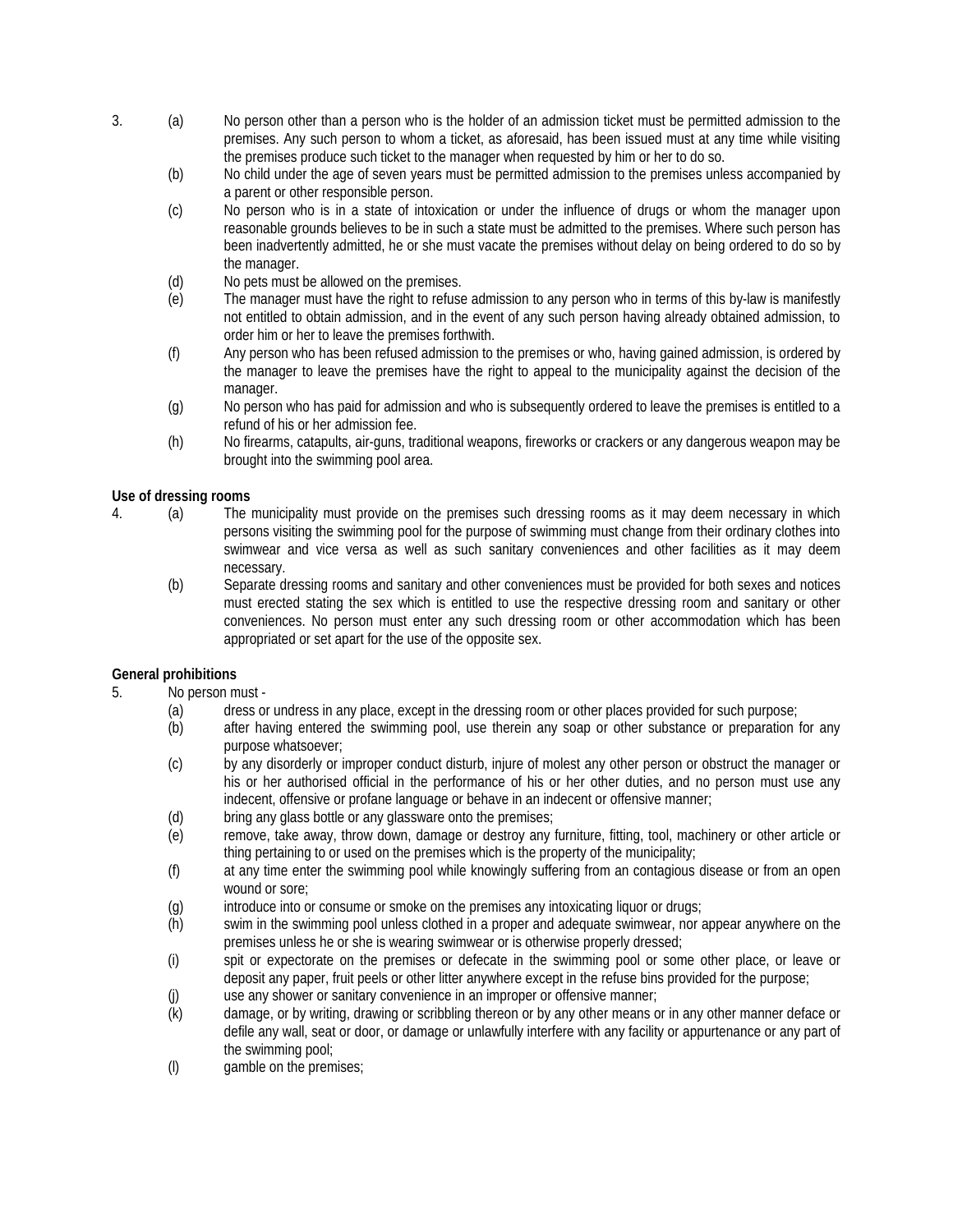3. (a) No person other than a person who is the holder of an admission ticket must be permitted admission to the premises. Any such person to whom a ticket, as aforesaid, has been issued must at any time while visiting the premises produce such ticket to the manager when requested by him or her to do so.
   (b) No child under the age of seven years must be permitted admission to the premises unless accompanied by a parent or other responsible person.
   (c) No person who is in a state of intoxication or under the influence of drugs or whom the manager upon reasonable grounds believes to be in such a state must be admitted to the premises. Where such person has been inadvertently admitted, he or she must vacate the premises without delay on being ordered to do so by the manager.
   (d) No pets must be allowed on the premises.
   (e) The manager must have the right to refuse admission to any person who in terms of this by-law is manifestly not entitled to obtain admission, and in the event of any such person having already obtained admission, to order him or her to leave the premises forthwith.
   (f) Any person who has been refused admission to the premises or who, having gained admission, is ordered by the manager to leave the premises have the right to appeal to the municipality against the decision of the manager.
   (g) No person who has paid for admission and who is subsequently ordered to leave the premises is entitled to a refund of his or her admission fee.
   (h) No firearms, catapults, air-guns, traditional weapons, fireworks or crackers or any dangerous weapon may be brought into the swimming pool area.

**Use of dressing rooms**

4. (a) The municipality must provide on the premises such dressing rooms as it may deem necessary in which persons visiting the swimming pool for the purpose of swimming must change from their ordinary clothes into swimwear and vice versa as well as such sanitary conveniences and other facilities as it may deem necessary.
   (b) Separate dressing rooms and sanitary and other conveniences must be provided for both sexes and notices must erected stating the sex which is entitled to use the respective dressing room and sanitary or other conveniences. No person must enter any such dressing room or other accommodation which has been appropriated or set apart for the use of the opposite sex.

**General prohibitions**

5. No person must -
   (a) dress or undress in any place, except in the dressing room or other places provided for such purpose;
   (b) after having entered the swimming pool, use therein any soap or other substance or preparation for any purpose whatsoever;
   (c) by any disorderly or improper conduct disturb, injure of molest any other person or obstruct the manager or his or her authorised official in the performance of his or her other duties, and no person must use any indecent, offensive or profane language or behave in an indecent or offensive manner;
   (d) bring any glass bottle or any glassware onto the premises;
   (e) remove, take away, throw down, damage or destroy any furniture, fitting, tool, machinery or other article or thing pertaining to or used on the premises which is the property of the municipality;
   (f) at any time enter the swimming pool while knowingly suffering from an contagious disease or from an open wound or sore;
   (g) introduce into or consume or smoke on the premises any intoxicating liquor or drugs;
   (h) swim in the swimming pool unless clothed in a proper and adequate swimwear, nor appear anywhere on the premises unless he or she is wearing swimwear or is otherwise properly dressed;
   (i) spit or expectorate on the premises or defecate in the swimming pool or some other place, or leave or deposit any paper, fruit peels or other litter anywhere except in the refuse bins provided for the purpose;
   (j) use any shower or sanitary convenience in an improper or offensive manner;
   (k) damage, or by writing, drawing or scribbling thereon or by any other means or in any other manner deface or defile any wall, seat or door, or damage or unlawfully interfere with any facility or appurtenance or any part of the swimming pool;
   (l) gamble on the premises;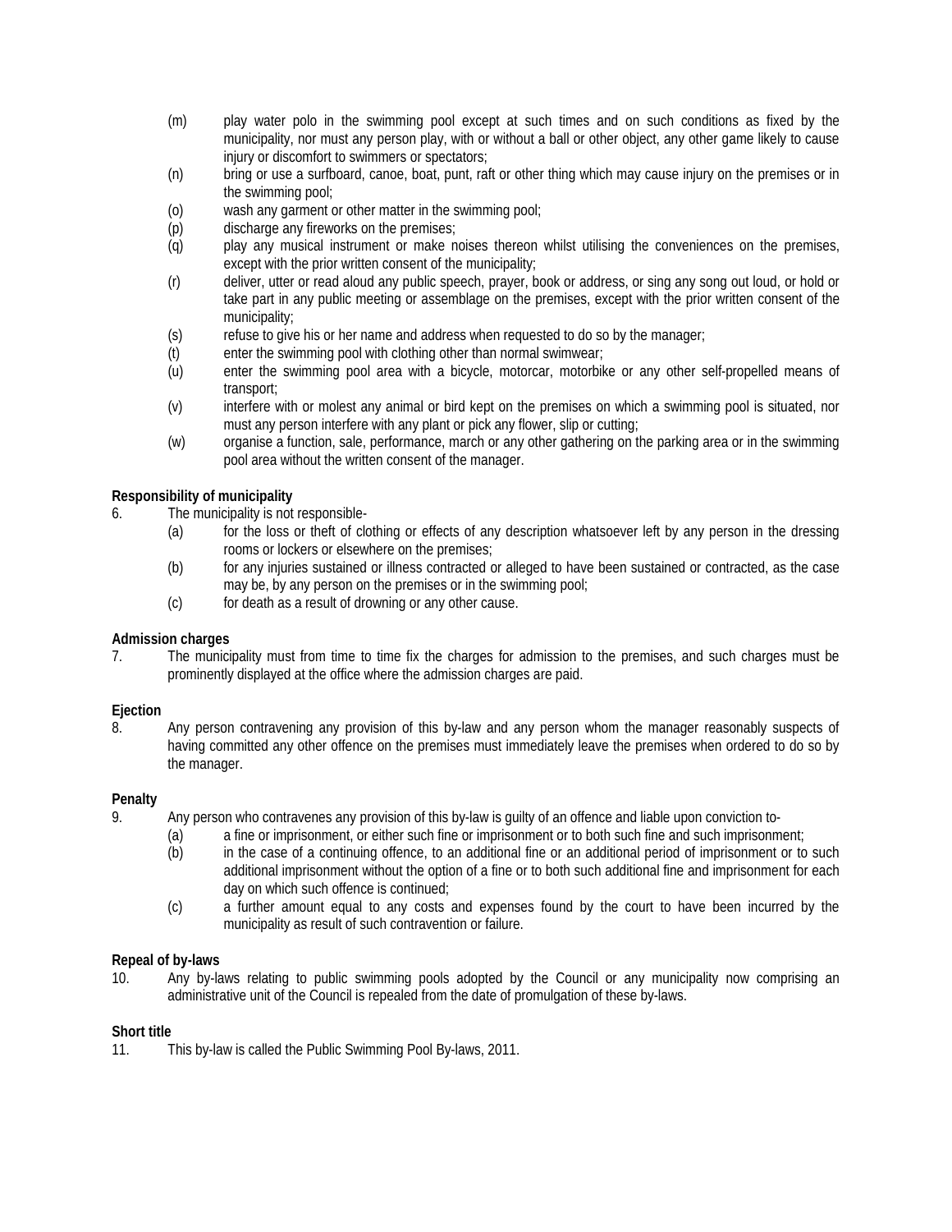(m) play water polo in the swimming pool except at such times and on such conditions as fixed by the municipality, nor must any person play, with or without a ball or other object, any other game likely to cause injury or discomfort to swimmers or spectators;

(n) bring or use a surfboard, canoe, boat, punt, raft or other thing which may cause injury on the premises or in the swimming pool;

(o) wash any garment or other matter in the swimming pool;

(p) discharge any fireworks on the premises;

(q) play any musical instrument or make noises thereon whilst utilising the conveniences on the premises, except with the prior written consent of the municipality;

(r) deliver, utter or read aloud any public speech, prayer, book or address, or sing any song out loud, or hold or take part in any public meeting or assemblage on the premises, except with the prior written consent of the municipality;

(s) refuse to give his or her name and address when requested to do so by the manager;

(t) enter the swimming pool with clothing other than normal swimwear;

(u) enter the swimming pool area with a bicycle, motorcar, motorbike or any other self-propelled means of transport;

(v) interfere with or molest any animal or bird kept on the premises on which a swimming pool is situated, nor must any person interfere with any plant or pick any flower, slip or cutting;

(w) organise a function, sale, performance, march or any other gathering on the parking area or in the swimming pool area without the written consent of the manager.

**Responsibility of municipality**

6. The municipality is not responsible-

   (a) for the loss or theft of clothing or effects of any description whatsoever left by any person in the dressing rooms or lockers or elsewhere on the premises;

   (b) for any injuries sustained or illness contracted or alleged to have been sustained or contracted, as the case may be, by any person on the premises or in the swimming pool;

   (c) for death as a result of drowning or any other cause.

**Admission charges**

7. The municipality must from time to time fix the charges for admission to the premises, and such charges must be prominently displayed at the office where the admission charges are paid.

**Ejection**

8. Any person contravening any provision of this by-law and any person whom the manager reasonably suspects of having committed any other offence on the premises must immediately leave the premises when ordered to do so by the manager.

**Penalty**

9. Any person who contravenes any provision of this by-law is guilty of an offence and liable upon conviction to-

   (a) a fine or imprisonment, or either such fine or imprisonment or to both such fine and such imprisonment;

   (b) in the case of a continuing offence, to an additional fine or an additional period of imprisonment or to such additional imprisonment without the option of a fine or to both such additional fine and imprisonment for each day on which such offence is continued;

   (c) a further amount equal to any costs and expenses found by the court to have been incurred by the municipality as result of such contravention or failure.

**Repeal of by-laws**

10. Any by-laws relating to public swimming pools adopted by the Council or any municipality now comprising an administrative unit of the Council is repealed from the date of promulgation of these by-laws.

**Short title**

11. This by-law is called the Public Swimming Pool By-laws, 2011.